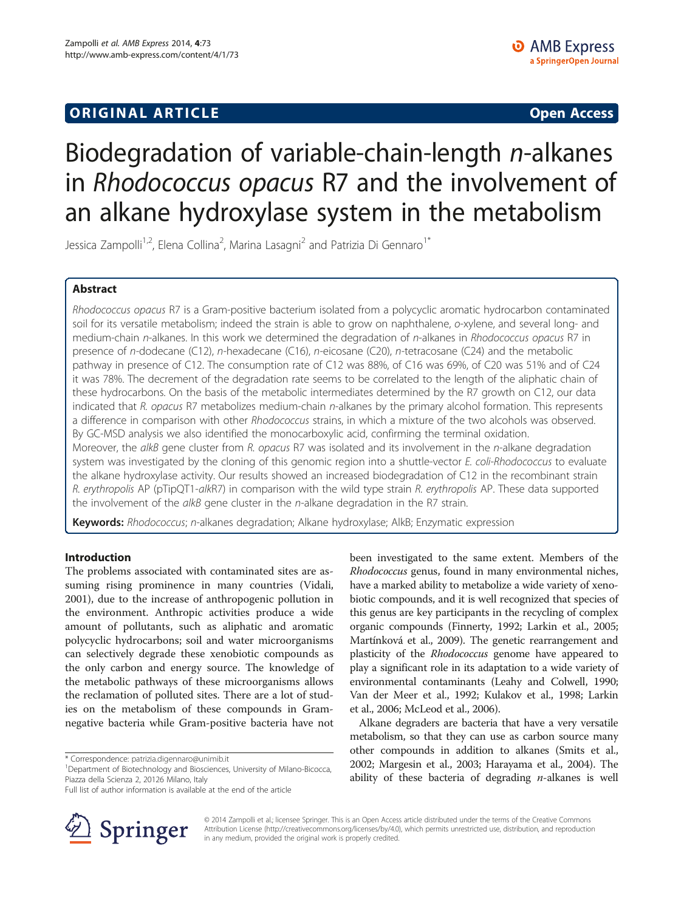**ORIGINAL ARTICLE** **Open Access**

# Biodegradation of variable-chain-length *n*-alkanes in *Rhodococcus opacus* R7 and the involvement of an alkane hydroxylase system in the metabolism

Jessica Zampolli[1,2], Elena Collina[2], Marina Lasagni[2] and Patrizia Di Gennaro[1*]

## Abstract

*Rhodococcus opacus* R7 is a Gram-positive bacterium isolated from a polycyclic aromatic hydrocarbon contaminated soil for its versatile metabolism; indeed the strain is able to grow on naphthalene, *o*-xylene, and several long- and medium-chain *n*-alkanes. In this work we determined the degradation of *n*-alkanes in *Rhodococcus opacus* R7 in presence of *n*-dodecane (C12), *n*-hexadecane (C16), *n*-eicosane (C20), *n*-tetracosane (C24) and the metabolic pathway in presence of C12. The consumption rate of C12 was 88%, of C16 was 69%, of C20 was 51% and of C24 it was 78%. The decrement of the degradation rate seems to be correlated to the length of the aliphatic chain of these hydrocarbons. On the basis of the metabolic intermediates determined by the R7 growth on C12, our data indicated that *R. opacus* R7 metabolizes medium-chain *n*-alkanes by the primary alcohol formation. This represents a difference in comparison with other *Rhodococcus* strains, in which a mixture of the two alcohols was observed. By GC-MSD analysis we also identified the monocarboxylic acid, confirming the terminal oxidation.

Moreover, the *alkB* gene cluster from *R. opacus* R7 was isolated and its involvement in the *n*-alkane degradation system was investigated by the cloning of this genomic region into a shuttle-vector *E. coli-Rhodococcus* to evaluate the alkane hydroxylase activity. Our results showed an increased biodegradation of C12 in the recombinant strain *R. erythropolis* AP (pTipQT1-*alk*R7) in comparison with the wild type strain *R. erythropolis* AP. These data supported the involvement of the *alkB* gene cluster in the *n*-alkane degradation in the R7 strain.

**Keywords:** *Rhodococcus*; *n*-alkanes degradation; Alkane hydroxylase; AlkB; Enzymatic expression

## Introduction

The problems associated with contaminated sites are assuming rising prominence in many countries (Vidali, 2001), due to the increase of anthropogenic pollution in the environment. Anthropic activities produce a wide amount of pollutants, such as aliphatic and aromatic polycyclic hydrocarbons; soil and water microorganisms can selectively degrade these xenobiotic compounds as the only carbon and energy source. The knowledge of the metabolic pathways of these microorganisms allows the reclamation of polluted sites. There are a lot of studies on the metabolism of these compounds in Gram-negative bacteria while Gram-positive bacteria have not been investigated to the same extent. Members of the *Rhodococcus* genus, found in many environmental niches, have a marked ability to metabolize a wide variety of xenobiotic compounds, and it is well recognized that species of this genus are key participants in the recycling of complex organic compounds (Finnerty, 1992; Larkin et al., 2005; Martínková et al., 2009). The genetic rearrangement and plasticity of the *Rhodococcus* genome have appeared to play a significant role in its adaptation to a wide variety of environmental contaminants (Leahy and Colwell, 1990; Van der Meer et al., 1992; Kulakov et al., 1998; Larkin et al., 2006; McLeod et al., 2006).

Alkane degraders are bacteria that have a very versatile metabolism, so that they can use as carbon source many other compounds in addition to alkanes (Smits et al., 2002; Margesin et al., 2003; Harayama et al., 2004). The ability of these bacteria of degrading *n*-alkanes is well

\* Correspondence: patrizia.digennaro@unimib.it
[1]Department of Biotechnology and Biosciences, University of Milano-Bicocca, Piazza della Scienza 2, 20126 Milano, Italy
Full list of author information is available at the end of the article

© 2014 Zampolli et al.; licensee Springer. This is an Open Access article distributed under the terms of the Creative Commons Attribution License (http://creativecommons.org/licenses/by/4.0), which permits unrestricted use, distribution, and reproduction in any medium, provided the original work is properly credited.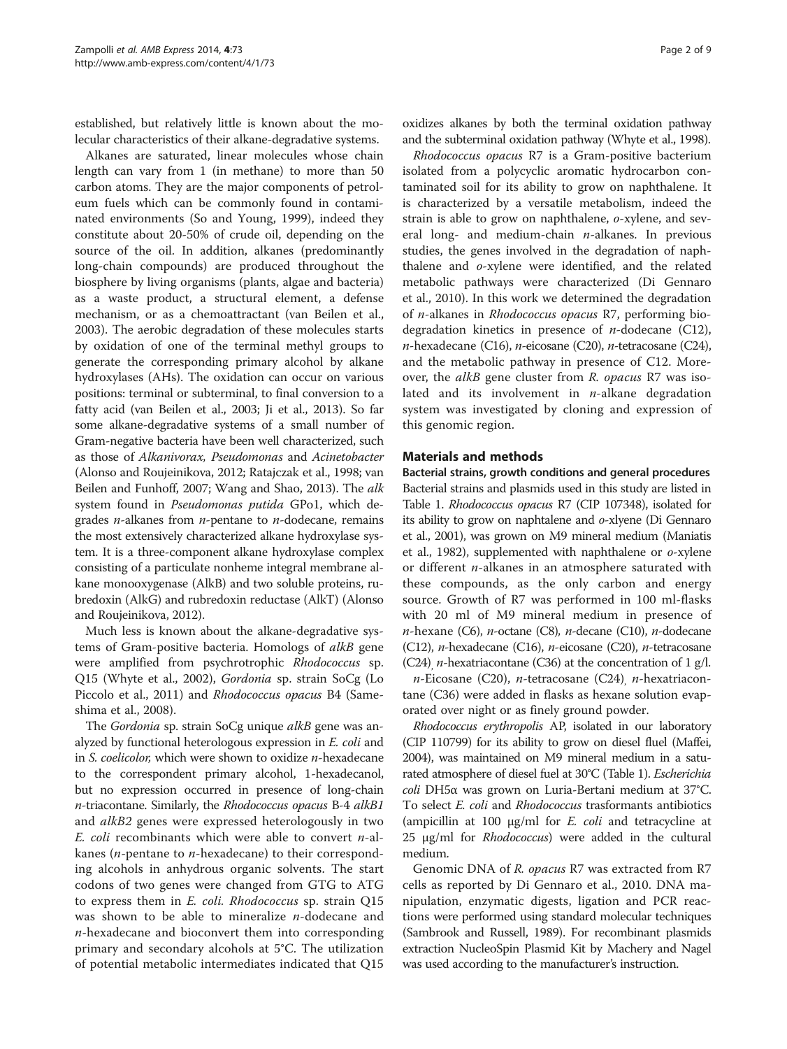established, but relatively little is known about the molecular characteristics of their alkane-degradative systems.

Alkanes are saturated, linear molecules whose chain length can vary from 1 (in methane) to more than 50 carbon atoms. They are the major components of petroleum fuels which can be commonly found in contaminated environments (So and Young, 1999), indeed they constitute about 20-50% of crude oil, depending on the source of the oil. In addition, alkanes (predominantly long-chain compounds) are produced throughout the biosphere by living organisms (plants, algae and bacteria) as a waste product, a structural element, a defense mechanism, or as a chemoattractant (van Beilen et al., 2003). The aerobic degradation of these molecules starts by oxidation of one of the terminal methyl groups to generate the corresponding primary alcohol by alkane hydroxylases (AHs). The oxidation can occur on various positions: terminal or subterminal, to final conversion to a fatty acid (van Beilen et al., 2003; Ji et al., 2013). So far some alkane-degradative systems of a small number of Gram-negative bacteria have been well characterized, such as those of *Alkanivorax, Pseudomonas* and *Acinetobacter* (Alonso and Roujeinikova, 2012; Ratajczak et al., 1998; van Beilen and Funhoff, 2007; Wang and Shao, 2013). The *alk* system found in *Pseudomonas putida* GPo1, which degrades *n*-alkanes from *n*-pentane to *n*-dodecane, remains the most extensively characterized alkane hydroxylase system. It is a three-component alkane hydroxylase complex consisting of a particulate nonheme integral membrane alkane monooxygenase (AlkB) and two soluble proteins, rubredoxin (AlkG) and rubredoxin reductase (AlkT) (Alonso and Roujeinikova, 2012).

Much less is known about the alkane-degradative systems of Gram-positive bacteria. Homologs of *alkB* gene were amplified from psychrotrophic *Rhodococcus* sp. Q15 (Whyte et al., 2002), *Gordonia* sp. strain SoCg (Lo Piccolo et al., 2011) and *Rhodococcus opacus* B4 (Sameshima et al., 2008).

The *Gordonia* sp. strain SoCg unique *alkB* gene was analyzed by functional heterologous expression in *E. coli* and in *S. coelicolor,* which were shown to oxidize *n*-hexadecane to the correspondent primary alcohol, 1-hexadecanol, but no expression occurred in presence of long-chain *n*-triacontane. Similarly, the *Rhodococcus opacus* B-4 *alkB1* and *alkB2* genes were expressed heterologously in two *E. coli* recombinants which were able to convert *n*-alkanes (*n*-pentane to *n*-hexadecane) to their corresponding alcohols in anhydrous organic solvents. The start codons of two genes were changed from GTG to ATG to express them in *E. coli. Rhodococcus* sp. strain Q15 was shown to be able to mineralize *n*-dodecane and *n*-hexadecane and bioconvert them into corresponding primary and secondary alcohols at 5°C. The utilization of potential metabolic intermediates indicated that Q15 oxidizes alkanes by both the terminal oxidation pathway and the subterminal oxidation pathway (Whyte et al., 1998).

*Rhodococcus opacus* R7 is a Gram-positive bacterium isolated from a polycyclic aromatic hydrocarbon contaminated soil for its ability to grow on naphthalene. It is characterized by a versatile metabolism, indeed the strain is able to grow on naphthalene, *o*-xylene, and several long- and medium-chain *n*-alkanes. In previous studies, the genes involved in the degradation of naphthalene and *o*-xylene were identified, and the related metabolic pathways were characterized (Di Gennaro et al., 2010). In this work we determined the degradation of *n*-alkanes in *Rhodococcus opacus* R7, performing biodegradation kinetics in presence of *n*-dodecane (C12), *n*-hexadecane (C16), *n*-eicosane (C20), *n*-tetracosane (C24), and the metabolic pathway in presence of C12. Moreover, the *alkB* gene cluster from *R. opacus* R7 was isolated and its involvement in *n*-alkane degradation system was investigated by cloning and expression of this genomic region.

## Materials and methods

### Bacterial strains, growth conditions and general procedures

Bacterial strains and plasmids used in this study are listed in Table 1. *Rhodococcus opacus* R7 (CIP 107348), isolated for its ability to grow on naphtalene and *o*-xlyene (Di Gennaro et al., 2001), was grown on M9 mineral medium (Maniatis et al., 1982), supplemented with naphthalene or *o*-xylene or different *n*-alkanes in an atmosphere saturated with these compounds, as the only carbon and energy source. Growth of R7 was performed in 100 ml-flasks with 20 ml of M9 mineral medium in presence of *n*-hexane (C6), *n*-octane (C8), *n*-decane (C10), *n*-dodecane (C12), *n*-hexadecane (C16), *n*-eicosane (C20), *n*-tetracosane (C24), *n*-hexatriacontane (C36) at the concentration of 1 g/l.

*n*-Eicosane (C20), *n*-tetracosane (C24), *n*-hexatriacontane (C36) were added in flasks as hexane solution evaporated over night or as finely ground powder.

*Rhodococcus erythropolis* AP, isolated in our laboratory (CIP 110799) for its ability to grow on diesel fluel (Maffei, 2004), was maintained on M9 mineral medium in a saturated atmosphere of diesel fuel at 30°C (Table 1). *Escherichia coli* DH5α was grown on Luria-Bertani medium at 37°C. To select *E. coli* and *Rhodococcus* trasformants antibiotics (ampicillin at 100 μg/ml for *E. coli* and tetracycline at 25 μg/ml for *Rhodococcus*) were added in the cultural medium.

Genomic DNA of *R. opacus* R7 was extracted from R7 cells as reported by Di Gennaro et al., 2010. DNA manipulation, enzymatic digests, ligation and PCR reactions were performed using standard molecular techniques (Sambrook and Russell, 1989). For recombinant plasmids extraction NucleoSpin Plasmid Kit by Machery and Nagel was used according to the manufacturer's instruction.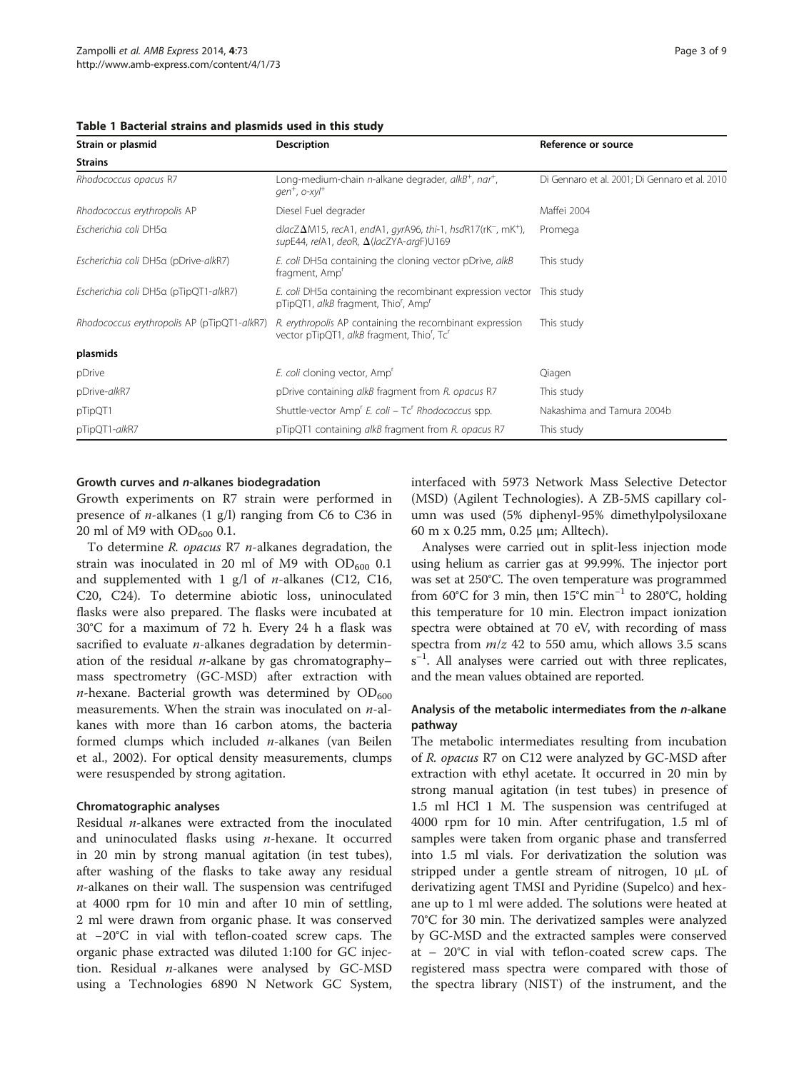**Table 1 Bacterial strains and plasmids used in this study**

| Strain or plasmid | Description | Reference or source |
|---|---|---|
| **Strains** | | |
| *Rhodococcus opacus* R7 | Long-medium-chain *n*-alkane degrader, *alkB*$^+$, *nar*$^+$, *gen*$^+$, *o-xyl*$^+$ | Di Gennaro et al. 2001; Di Gennaro et al. 2010 |
| *Rhodococcus erythropolis* AP | Diesel Fuel degrader | Maffei 2004 |
| *Escherichia coli* DH5α | d*lacZ*ΔM15, *recA*1, *endA*1, *gyrA*96, *thi*-1, *hsdR*17(rK$^-$, mK$^+$), *supE*44, *relA*1, *deoR*, Δ(*lacZYA-argF*)U169 | Promega |
| *Escherichia coli* DH5α (pDrive-*alk*R7) | *E. coli* DH5α containing the cloning vector pDrive, *alkB* fragment, Amp$^r$ | This study |
| *Escherichia coli* DH5α (pTipQT1-*alk*R7) | *E. coli* DH5α containing the recombinant expression vector pTipQT1, *alkB* fragment, Thio$^r$, Amp$^r$ | This study |
| *Rhodococcus erythropolis* AP (pTipQT1-*alk*R7) | *R. erythropolis* AP containing the recombinant expression vector pTipQT1, *alkB* fragment, Thio$^r$, Tc$^r$ | This study |
| **plasmids** | | |
| pDrive | *E. coli* cloning vector, Amp$^r$ | Qiagen |
| pDrive-*alk*R7 | pDrive containing *alkB* fragment from *R. opacus* R7 | This study |
| pTipQT1 | Shuttle-vector Amp$^r$ *E. coli* – Tc$^r$ *Rhodococcus* spp. | Nakashima and Tamura 2004b |
| pTipQT1-*alk*R7 | pTipQT1 containing *alkB* fragment from *R. opacus* R7 | This study |

#### Growth curves and *n*-alkanes biodegradation

Growth experiments on R7 strain were performed in presence of *n*-alkanes (1 g/l) ranging from C6 to C36 in 20 ml of M9 with $OD_{600}$ 0.1.

To determine *R. opacus* R7 *n*-alkanes degradation, the strain was inoculated in 20 ml of M9 with $OD_{600}$ 0.1 and supplemented with 1 g/l of *n*-alkanes (C12, C16, C20, C24). To determine abiotic loss, uninoculated flasks were also prepared. The flasks were incubated at 30°C for a maximum of 72 h. Every 24 h a flask was sacrified to evaluate *n*-alkanes degradation by determination of the residual *n*-alkane by gas chromatography–mass spectrometry (GC-MSD) after extraction with *n*-hexane. Bacterial growth was determined by $OD_{600}$ measurements. When the strain was inoculated on *n*-alkanes with more than 16 carbon atoms, the bacteria formed clumps which included *n*-alkanes (van Beilen et al., 2002). For optical density measurements, clumps were resuspended by strong agitation.

#### Chromatographic analyses

Residual *n*-alkanes were extracted from the inoculated and uninoculated flasks using *n*-hexane. It occurred in 20 min by strong manual agitation (in test tubes), after washing of the flasks to take away any residual *n*-alkanes on their wall. The suspension was centrifuged at 4000 rpm for 10 min and after 10 min of settling, 2 ml were drawn from organic phase. It was conserved at −20°C in vial with teflon-coated screw caps. The organic phase extracted was diluted 1:100 for GC injection. Residual *n*-alkanes were analysed by GC-MSD using a Technologies 6890 N Network GC System, interfaced with 5973 Network Mass Selective Detector (MSD) (Agilent Technologies). A ZB-5MS capillary column was used (5% diphenyl-95% dimethylpolysiloxane 60 m x 0.25 mm, 0.25 μm; Alltech).

Analyses were carried out in split-less injection mode using helium as carrier gas at 99.99%. The injector port was set at 250°C. The oven temperature was programmed from 60°C for 3 min, then 15°C $min^{-1}$ to 280°C, holding this temperature for 10 min. Electron impact ionization spectra were obtained at 70 eV, with recording of mass spectra from $m/z$ 42 to 550 amu, which allows 3.5 scans $s^{-1}$. All analyses were carried out with three replicates, and the mean values obtained are reported.

#### Analysis of the metabolic intermediates from the *n*-alkane pathway

The metabolic intermediates resulting from incubation of *R. opacus* R7 on C12 were analyzed by GC-MSD after extraction with ethyl acetate. It occurred in 20 min by strong manual agitation (in test tubes) in presence of 1.5 ml HCl 1 M. The suspension was centrifuged at 4000 rpm for 10 min. After centrifugation, 1.5 ml of samples were taken from organic phase and transferred into 1.5 ml vials. For derivatization the solution was stripped under a gentle stream of nitrogen, 10 μL of derivatizing agent TMSI and Pyridine (Supelco) and hexane up to 1 ml were added. The solutions were heated at 70°C for 30 min. The derivatized samples were analyzed by GC-MSD and the extracted samples were conserved at – 20°C in vial with teflon-coated screw caps. The registered mass spectra were compared with those of the spectra library (NIST) of the instrument, and the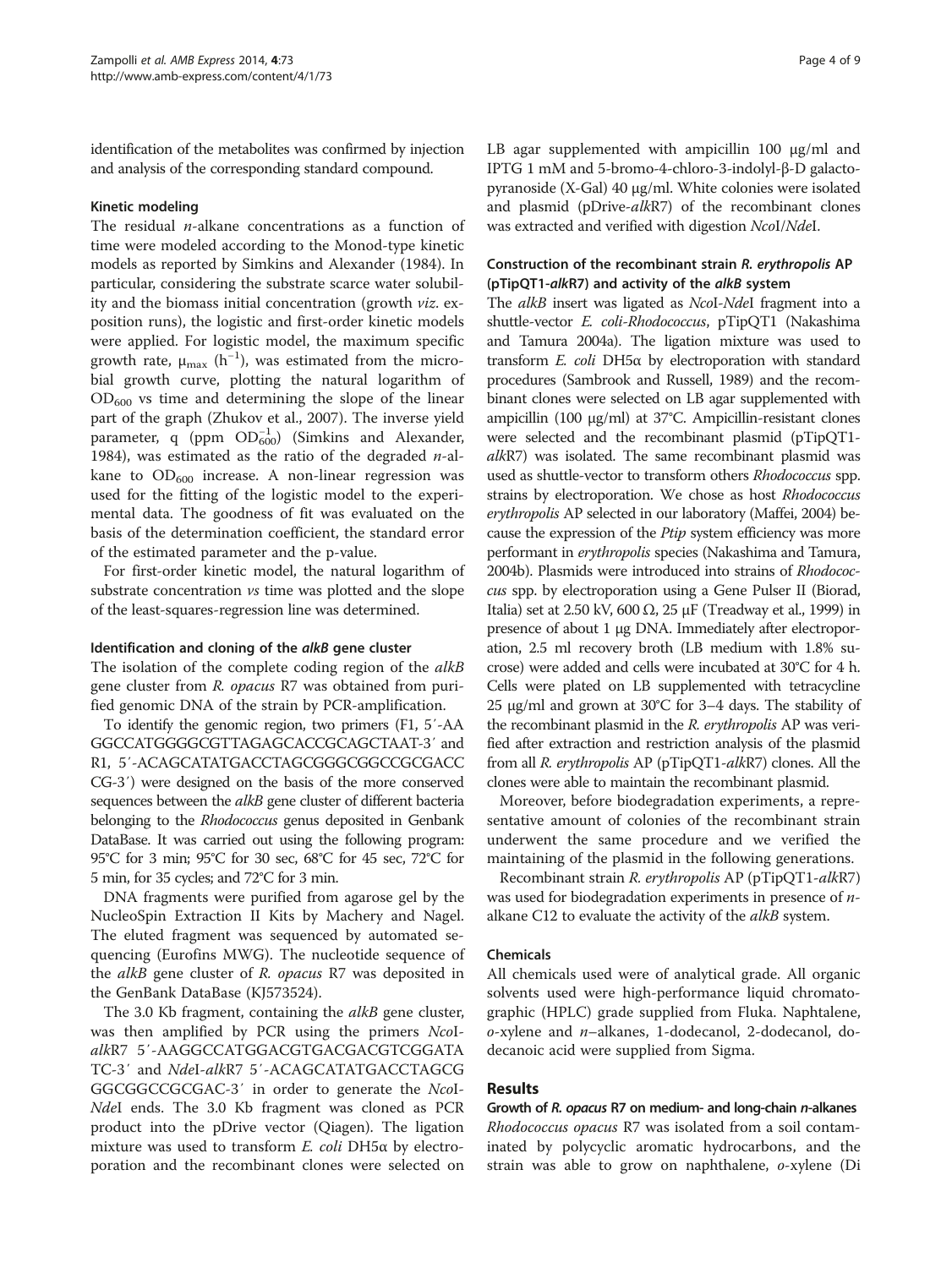identification of the metabolites was confirmed by injection and analysis of the corresponding standard compound.

### Kinetic modeling

The residual *n*-alkane concentrations as a function of time were modeled according to the Monod-type kinetic models as reported by Simkins and Alexander (1984). In particular, considering the substrate scarce water solubility and the biomass initial concentration (growth *viz.* exposition runs), the logistic and first-order kinetic models were applied. For logistic model, the maximum specific growth rate, $\mu_{max}$ ($h^{-1}$), was estimated from the microbial growth curve, plotting the natural logarithm of $OD_{600}$ vs time and determining the slope of the linear part of the graph (Zhukov et al., 2007). The inverse yield parameter, q (ppm $OD_{600}^{-1}$) (Simkins and Alexander, 1984), was estimated as the ratio of the degraded *n*-alkane to $OD_{600}$ increase. A non-linear regression was used for the fitting of the logistic model to the experimental data. The goodness of fit was evaluated on the basis of the determination coefficient, the standard error of the estimated parameter and the p-value.

For first-order kinetic model, the natural logarithm of substrate concentration *vs* time was plotted and the slope of the least-squares-regression line was determined.

### Identification and cloning of the *alkB* gene cluster

The isolation of the complete coding region of the *alkB* gene cluster from *R. opacus* R7 was obtained from purified genomic DNA of the strain by PCR-amplification.

To identify the genomic region, two primers (F1, 5′-AAGGCCATGGGGCGTTAGAGCACCGCAGCTAAT-3′ and R1, 5′-ACAGCATATGACCTAGCGGGCGGCCGCGACCCG-3′) were designed on the basis of the more conserved sequences between the *alkB* gene cluster of different bacteria belonging to the *Rhodococcus* genus deposited in Genbank DataBase. It was carried out using the following program: 95°C for 3 min; 95°C for 30 sec, 68°C for 45 sec, 72°C for 5 min, for 35 cycles; and 72°C for 3 min.

DNA fragments were purified from agarose gel by the NucleoSpin Extraction II Kits by Machery and Nagel. The eluted fragment was sequenced by automated sequencing (Eurofins MWG). The nucleotide sequence of the *alkB* gene cluster of *R. opacus* R7 was deposited in the GenBank DataBase (KJ573524).

The 3.0 Kb fragment, containing the *alkB* gene cluster, was then amplified by PCR using the primers *Nco*I-*alk*R7 5′-AAGGCCATGGACGTGACGACGTCGGATATC-3′ and *Nde*I-*alk*R7 5′-ACAGCATATGACCTAGCGGGCGGCCGCGAC-3′ in order to generate the *Nco*I-*Nde*I ends. The 3.0 Kb fragment was cloned as PCR product into the pDrive vector (Qiagen). The ligation mixture was used to transform *E. coli* DH5α by electroporation and the recombinant clones were selected on LB agar supplemented with ampicillin 100 μg/ml and IPTG 1 mM and 5-bromo-4-chloro-3-indolyl-β-D galactopyranoside (X-Gal) 40 μg/ml. White colonies were isolated and plasmid (pDrive-*alk*R7) of the recombinant clones was extracted and verified with digestion *Nco*I/*Nde*I.

### Construction of the recombinant strain *R. erythropolis* AP (pTipQT1-*alk*R7) and activity of the *alkB* system

The *alkB* insert was ligated as *Nco*I-*Nde*I fragment into a shuttle-vector *E. coli-Rhodococcus*, pTipQT1 (Nakashima and Tamura 2004a). The ligation mixture was used to transform *E. coli* DH5α by electroporation with standard procedures (Sambrook and Russell, 1989) and the recombinant clones were selected on LB agar supplemented with ampicillin (100 μg/ml) at 37°C. Ampicillin-resistant clones were selected and the recombinant plasmid (pTipQT1-*alk*R7) was isolated. The same recombinant plasmid was used as shuttle-vector to transform others *Rhodococcus* spp. strains by electroporation. We chose as host *Rhodococcus erythropolis* AP selected in our laboratory (Maffei, 2004) because the expression of the *Ptip* system efficiency was more performant in *erythropolis* species (Nakashima and Tamura, 2004b). Plasmids were introduced into strains of *Rhodococcus* spp. by electroporation using a Gene Pulser II (Biorad, Italia) set at 2.50 kV, 600 Ω, 25 μF (Treadway et al., 1999) in presence of about 1 μg DNA. Immediately after electroporation, 2.5 ml recovery broth (LB medium with 1.8% sucrose) were added and cells were incubated at 30°C for 4 h. Cells were plated on LB supplemented with tetracycline 25 μg/ml and grown at 30°C for 3–4 days. The stability of the recombinant plasmid in the *R. erythropolis* AP was verified after extraction and restriction analysis of the plasmid from all *R. erythropolis* AP (pTipQT1-*alk*R7) clones. All the clones were able to maintain the recombinant plasmid.

Moreover, before biodegradation experiments, a representative amount of colonies of the recombinant strain underwent the same procedure and we verified the maintaining of the plasmid in the following generations.

Recombinant strain *R. erythropolis* AP (pTipQT1-*alk*R7) was used for biodegradation experiments in presence of *n*-alkane C12 to evaluate the activity of the *alkB* system.

### Chemicals

All chemicals used were of analytical grade. All organic solvents used were high-performance liquid chromatographic (HPLC) grade supplied from Fluka. Naphtalene, *o*-xylene and *n*–alkanes, 1-dodecanol, 2-dodecanol, dodecanoic acid were supplied from Sigma.

## Results

### Growth of *R. opacus* R7 on medium- and long-chain *n*-alkanes

*Rhodococcus opacus* R7 was isolated from a soil contaminated by polycyclic aromatic hydrocarbons, and the strain was able to grow on naphthalene, *o*-xylene (Di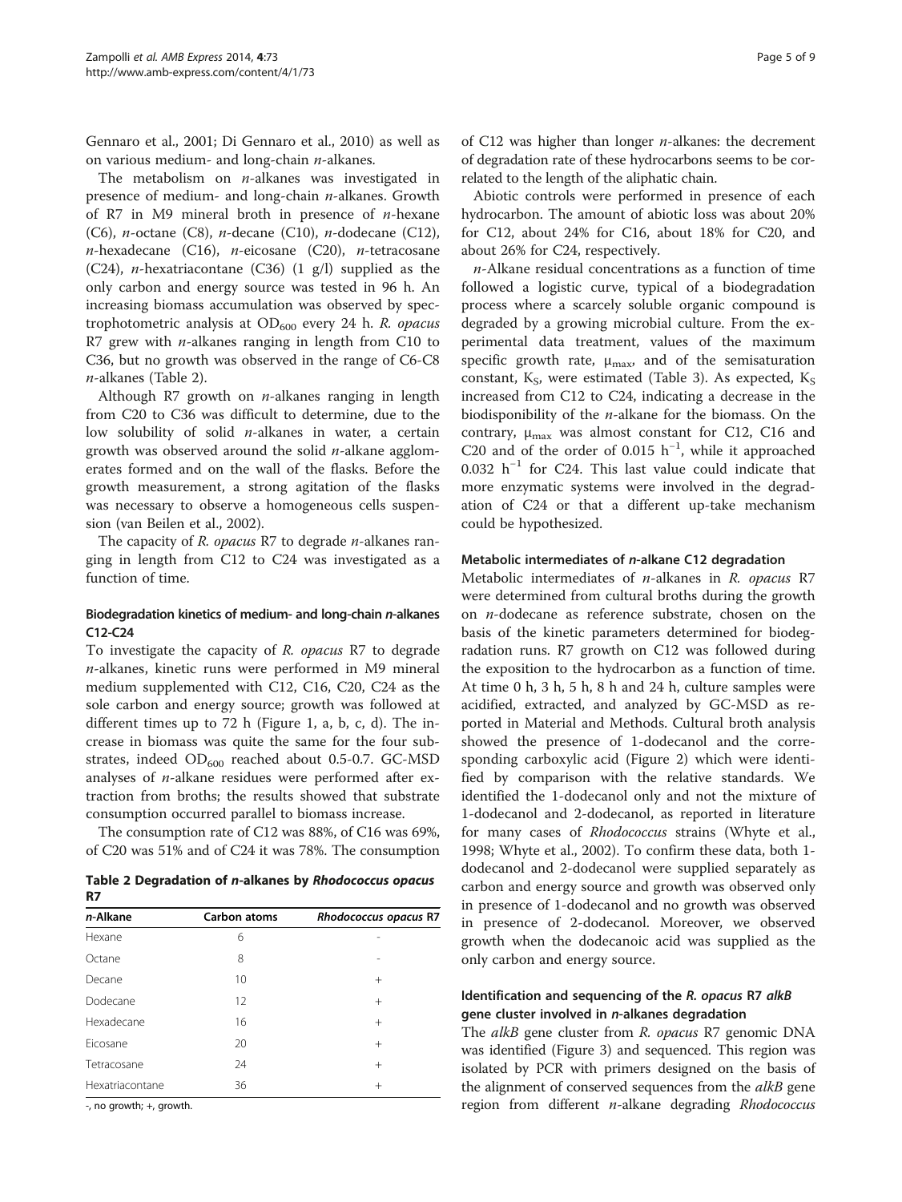Gennaro et al., 2001; Di Gennaro et al., 2010) as well as on various medium- and long-chain *n*-alkanes.

The metabolism on *n*-alkanes was investigated in presence of medium- and long-chain *n*-alkanes. Growth of R7 in M9 mineral broth in presence of *n*-hexane (C6), *n*-octane (C8), *n*-decane (C10), *n*-dodecane (C12), *n*-hexadecane (C16), *n*-eicosane (C20), *n*-tetracosane (C24), *n*-hexatriacontane (C36) (1 g/l) supplied as the only carbon and energy source was tested in 96 h. An increasing biomass accumulation was observed by spectrophotometric analysis at $OD_{600}$ every 24 h. *R. opacus* R7 grew with *n*-alkanes ranging in length from C10 to C36, but no growth was observed in the range of C6-C8 *n*-alkanes (Table 2).

Although R7 growth on *n*-alkanes ranging in length from C20 to C36 was difficult to determine, due to the low solubility of solid *n*-alkanes in water, a certain growth was observed around the solid *n*-alkane agglomerates formed and on the wall of the flasks. Before the growth measurement, a strong agitation of the flasks was necessary to observe a homogeneous cells suspension (van Beilen et al., 2002).

The capacity of *R. opacus* R7 to degrade *n*-alkanes ranging in length from C12 to C24 was investigated as a function of time.

### Biodegradation kinetics of medium- and long-chain *n*-alkanes C12-C24

To investigate the capacity of *R. opacus* R7 to degrade *n*-alkanes, kinetic runs were performed in M9 mineral medium supplemented with C12, C16, C20, C24 as the sole carbon and energy source; growth was followed at different times up to 72 h (Figure 1, a, b, c, d). The increase in biomass was quite the same for the four substrates, indeed $OD_{600}$ reached about 0.5-0.7. GC-MSD analyses of *n*-alkane residues were performed after extraction from broths; the results showed that substrate consumption occurred parallel to biomass increase.

The consumption rate of C12 was 88%, of C16 was 69%, of C20 was 51% and of C24 it was 78%. The consumption of C12 was higher than longer *n*-alkanes: the decrement of degradation rate of these hydrocarbons seems to be correlated to the length of the aliphatic chain.

**Table 2 Degradation of *n*-alkanes by *Rhodococcus opacus* R7**

| *n*-Alkane | Carbon atoms | *Rhodococcus opacus* R7 |
|---|---|---|
| Hexane | 6 | - |
| Octane | 8 | - |
| Decane | 10 | + |
| Dodecane | 12 | + |
| Hexadecane | 16 | + |
| Eicosane | 20 | + |
| Tetracosane | 24 | + |
| Hexatriacontane | 36 | + |

-, no growth; +, growth.

Abiotic controls were performed in presence of each hydrocarbon. The amount of abiotic loss was about 20% for C12, about 24% for C16, about 18% for C20, and about 26% for C24, respectively.

*n*-Alkane residual concentrations as a function of time followed a logistic curve, typical of a biodegradation process where a scarcely soluble organic compound is degraded by a growing microbial culture. From the experimental data treatment, values of the maximum specific growth rate, $\mu_{max}$, and of the semisaturation constant, $K_S$, were estimated (Table 3). As expected, $K_S$ increased from C12 to C24, indicating a decrease in the biodisponibility of the *n*-alkane for the biomass. On the contrary, $\mu_{max}$ was almost constant for C12, C16 and C20 and of the order of 0.015 $h^{-1}$, while it approached 0.032 $h^{-1}$ for C24. This last value could indicate that more enzymatic systems were involved in the degradation of C24 or that a different up-take mechanism could be hypothesized.

### Metabolic intermediates of *n*-alkane C12 degradation

Metabolic intermediates of *n*-alkanes in *R. opacus* R7 were determined from cultural broths during the growth on *n*-dodecane as reference substrate, chosen on the basis of the kinetic parameters determined for biodegradation runs. R7 growth on C12 was followed during the exposition to the hydrocarbon as a function of time. At time 0 h, 3 h, 5 h, 8 h and 24 h, culture samples were acidified, extracted, and analyzed by GC-MSD as reported in Material and Methods. Cultural broth analysis showed the presence of 1-dodecanol and the corresponding carboxylic acid (Figure 2) which were identified by comparison with the relative standards. We identified the 1-dodecanol only and not the mixture of 1-dodecanol and 2-dodecanol, as reported in literature for many cases of *Rhodococcus* strains (Whyte et al., 1998; Whyte et al., 2002). To confirm these data, both 1-dodecanol and 2-dodecanol were supplied separately as carbon and energy source and growth was observed only in presence of 1-dodecanol and no growth was observed in presence of 2-dodecanol. Moreover, we observed growth when the dodecanoic acid was supplied as the only carbon and energy source.

### Identification and sequencing of the *R. opacus* R7 *alkB* gene cluster involved in *n*-alkanes degradation

The *alkB* gene cluster from *R. opacus* R7 genomic DNA was identified (Figure 3) and sequenced. This region was isolated by PCR with primers designed on the basis of the alignment of conserved sequences from the *alkB* gene region from different *n*-alkane degrading *Rhodococcus*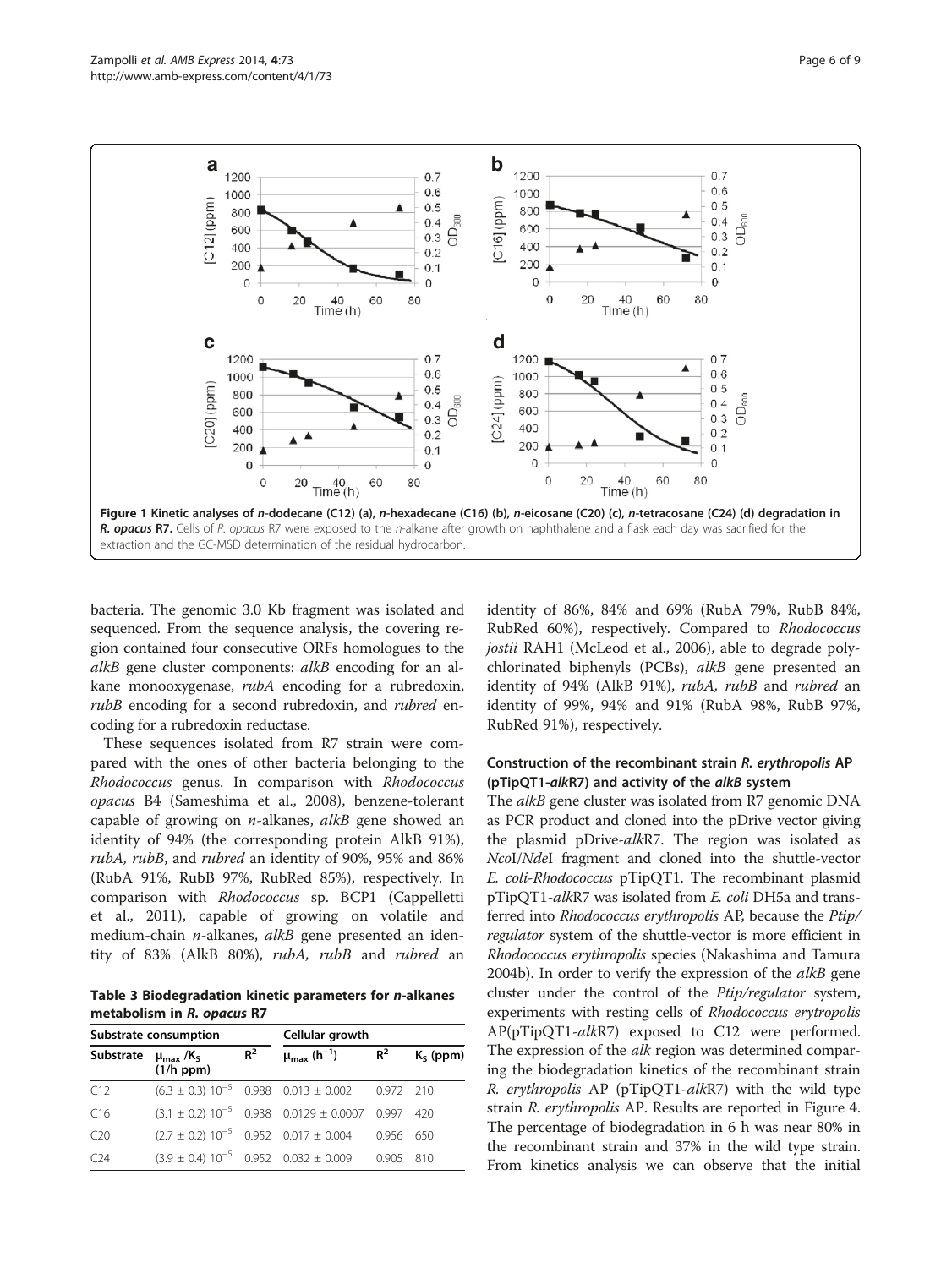Figure 1 Kinetic analyses of *n*-dodecane (C12) (a), *n*-hexadecane (C16) (b), *n*-eicosane (C20) (c), *n*-tetracosane (C24) (d) degradation in *R. opacus* R7. Cells of *R. opacus* R7 were exposed to the *n*-alkane after growth on naphthalene and a flask each day was sacrified for the extraction and the GC-MSD determination of the residual hydrocarbon.

bacteria. The genomic 3.0 Kb fragment was isolated and sequenced. From the sequence analysis, the covering region contained four consecutive ORFs homologues to the *alkB* gene cluster components: *alkB* encoding for an alkane monooxygenase, *rubA* encoding for a rubredoxin, *rubB* encoding for a second rubredoxin, and *rubred* encoding for a rubredoxin reductase.

These sequences isolated from R7 strain were compared with the ones of other bacteria belonging to the *Rhodococcus* genus. In comparison with *Rhodococcus opacus* B4 (Sameshima et al., 2008), benzene-tolerant capable of growing on *n*-alkanes, *alkB* gene showed an identity of 94% (the corresponding protein AlkB 91%), *rubA, rubB*, and *rubred* an identity of 90%, 95% and 86% (RubA 91%, RubB 97%, RubRed 85%), respectively. In comparison with *Rhodococcus* sp. BCP1 (Cappelletti et al., 2011), capable of growing on volatile and medium-chain *n*-alkanes, *alkB* gene presented an identity of 83% (AlkB 80%), *rubA, rubB* and *rubred* an identity of 86%, 84% and 69% (RubA 79%, RubB 84%, RubRed 60%), respectively. Compared to *Rhodococcus jostii* RAH1 (McLeod et al., 2006), able to degrade polychlorinated biphenyls (PCBs), *alkB* gene presented an identity of 94% (AlkB 91%), *rubA, rubB* and *rubred* an identity of 99%, 94% and 91% (RubA 98%, RubB 97%, RubRed 91%), respectively.

**Table 3 Biodegradation kinetic parameters for *n*-alkanes metabolism in *R. opacus* R7**

| Substrate consumption | | | Cellular growth | | |
|---|---|---|---|---|---|
| Substrate | $\mu_{max}/K_S$ (1/h ppm) | $R^2$ | $\mu_{max}$ ($h^{-1}$) | $R^2$ | $K_S$ (ppm) |
| C12 | $(6.3 \pm 0.3)\ 10^{-5}$ | 0.988 | $0.013 \pm 0.002$ | 0.972 | 210 |
| C16 | $(3.1 \pm 0.2)\ 10^{-5}$ | 0.938 | $0.0129 \pm 0.0007$ | 0.997 | 420 |
| C20 | $(2.7 \pm 0.2)\ 10^{-5}$ | 0.952 | $0.017 \pm 0.004$ | 0.956 | 650 |
| C24 | $(3.9 \pm 0.4)\ 10^{-5}$ | 0.952 | $0.032 \pm 0.009$ | 0.905 | 810 |

### Construction of the recombinant strain *R. erythropolis* AP (pTipQT1-*alk*R7) and activity of the *alkB* system

The *alkB* gene cluster was isolated from R7 genomic DNA as PCR product and cloned into the pDrive vector giving the plasmid pDrive-*alk*R7. The region was isolated as *Nco*I/*Nde*I fragment and cloned into the shuttle-vector *E. coli*-*Rhodococcus* pTipQT1. The recombinant plasmid pTipQT1-*alk*R7 was isolated from *E. coli* DH5a and transferred into *Rhodococcus erythropolis* AP, because the *Ptip/regulator* system of the shuttle-vector is more efficient in *Rhodococcus erythropolis* species (Nakashima and Tamura 2004b). In order to verify the expression of the *alkB* gene cluster under the control of the *Ptip/regulator* system, experiments with resting cells of *Rhodococcus erytropolis* AP(pTipQT1-*alk*R7) exposed to C12 were performed. The expression of the *alk* region was determined comparing the biodegradation kinetics of the recombinant strain *R. erythropolis* AP (pTipQT1-*alk*R7) with the wild type strain *R. erythropolis* AP. Results are reported in Figure 4. The percentage of biodegradation in 6 h was near 80% in the recombinant strain and 37% in the wild type strain. From kinetics analysis we can observe that the initial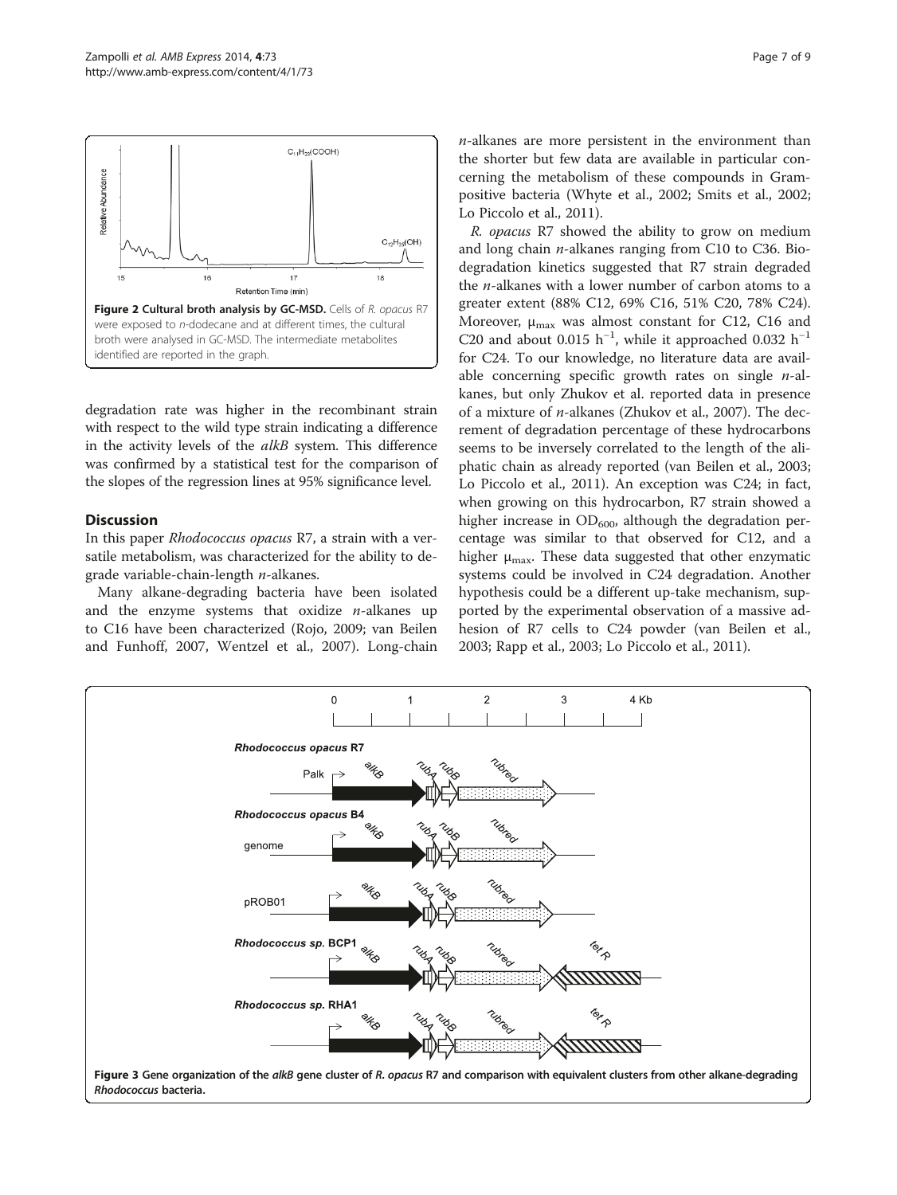**Figure 2 Cultural broth analysis by GC-MSD.** Cells of *R. opacus* R7 were exposed to *n*-dodecane and at different times, the cultural broth were analysed in GC-MSD. The intermediate metabolites identified are reported in the graph.

degradation rate was higher in the recombinant strain with respect to the wild type strain indicating a difference in the activity levels of the *alkB* system. This difference was confirmed by a statistical test for the comparison of the slopes of the regression lines at 95% significance level.

## Discussion

In this paper *Rhodococcus opacus* R7, a strain with a versatile metabolism, was characterized for the ability to degrade variable-chain-length *n*-alkanes.

Many alkane-degrading bacteria have been isolated and the enzyme systems that oxidize *n*-alkanes up to C16 have been characterized (Rojo, 2009; van Beilen and Funhoff, 2007, Wentzel et al., 2007). Long-chain *n*-alkanes are more persistent in the environment than the shorter but few data are available in particular concerning the metabolism of these compounds in Gram-positive bacteria (Whyte et al., 2002; Smits et al., 2002; Lo Piccolo et al., 2011).

*R. opacus* R7 showed the ability to grow on medium and long chain *n*-alkanes ranging from C10 to C36. Biodegradation kinetics suggested that R7 strain degraded the *n*-alkanes with a lower number of carbon atoms to a greater extent (88% C12, 69% C16, 51% C20, 78% C24). Moreover, $\mu_{max}$ was almost constant for C12, C16 and C20 and about 0.015 $h^{-1}$, while it approached 0.032 $h^{-1}$ for C24. To our knowledge, no literature data are available concerning specific growth rates on single *n*-alkanes, but only Zhukov et al. reported data in presence of a mixture of *n*-alkanes (Zhukov et al., 2007). The decrement of degradation percentage of these hydrocarbons seems to be inversely correlated to the length of the aliphatic chain as already reported (van Beilen et al., 2003; Lo Piccolo et al., 2011). An exception was C24; in fact, when growing on this hydrocarbon, R7 strain showed a higher increase in $OD_{600}$, although the degradation percentage was similar to that observed for C12, and a higher $\mu_{max}$. These data suggested that other enzymatic systems could be involved in C24 degradation. Another hypothesis could be a different up-take mechanism, supported by the experimental observation of a massive adhesion of R7 cells to C24 powder (van Beilen et al., 2003; Rapp et al., 2003; Lo Piccolo et al., 2011).

**Figure 3 Gene organization of the *alkB* gene cluster of *R. opacus* R7 and comparison with equivalent clusters from other alkane-degrading *Rhodococcus* bacteria.**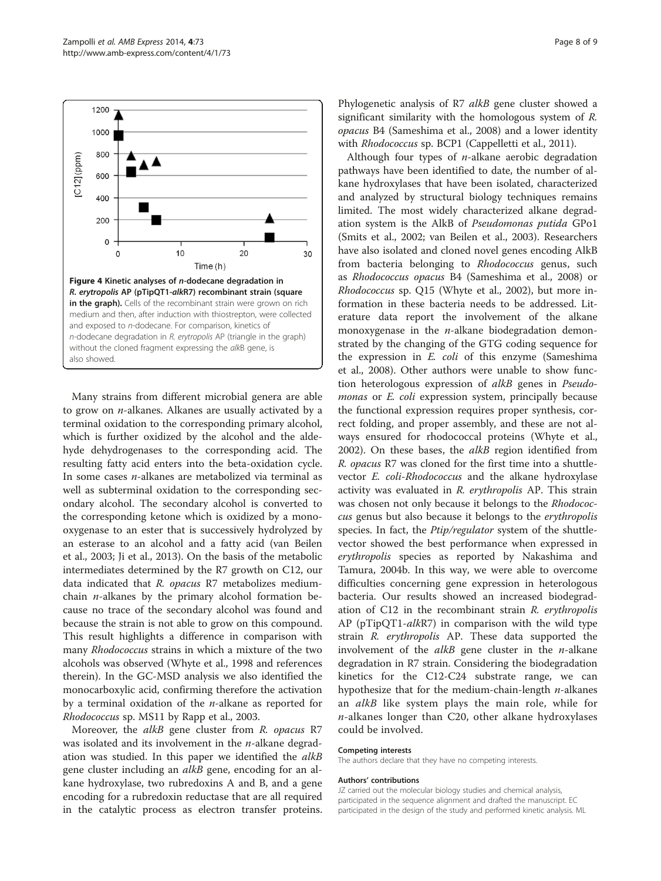**Figure 4 Kinetic analyses of *n*-dodecane degradation in *R. erytropolis* AP (pTipQT1-*alk*R7) recombinant strain (square in the graph).** Cells of the recombinant strain were grown on rich medium and then, after induction with thiostrepton, were collected and exposed to *n*-dodecane. For comparison, kinetics of *n*-dodecane degradation in *R. erytropolis* AP (triangle in the graph) without the cloned fragment expressing the *alk*B gene, is also showed.

Many strains from different microbial genera are able to grow on *n*-alkanes. Alkanes are usually activated by a terminal oxidation to the corresponding primary alcohol, which is further oxidized by the alcohol and the aldehyde dehydrogenases to the corresponding acid. The resulting fatty acid enters into the beta-oxidation cycle. In some cases *n*-alkanes are metabolized via terminal as well as subterminal oxidation to the corresponding secondary alcohol. The secondary alcohol is converted to the corresponding ketone which is oxidized by a monooxygenase to an ester that is successively hydrolyzed by an esterase to an alcohol and a fatty acid (van Beilen et al., 2003; Ji et al., 2013). On the basis of the metabolic intermediates determined by the R7 growth on C12, our data indicated that *R. opacus* R7 metabolizes medium-chain *n*-alkanes by the primary alcohol formation because no trace of the secondary alcohol was found and because the strain is not able to grow on this compound. This result highlights a difference in comparison with many *Rhodococcus* strains in which a mixture of the two alcohols was observed (Whyte et al., 1998 and references therein). In the GC-MSD analysis we also identified the monocarboxylic acid, confirming therefore the activation by a terminal oxidation of the *n*-alkane as reported for *Rhodococcus* sp. MS11 by Rapp et al., 2003.

Moreover, the *alkB* gene cluster from *R. opacus* R7 was isolated and its involvement in the *n*-alkane degradation was studied. In this paper we identified the *alkB* gene cluster including an *alkB* gene, encoding for an alkane hydroxylase, two rubredoxins A and B, and a gene encoding for a rubredoxin reductase that are all required in the catalytic process as electron transfer proteins.

Phylogenetic analysis of R7 *alkB* gene cluster showed a significant similarity with the homologous system of *R. opacus* B4 (Sameshima et al., 2008) and a lower identity with *Rhodococcus* sp. BCP1 (Cappelletti et al., 2011).

Although four types of *n*-alkane aerobic degradation pathways have been identified to date, the number of alkane hydroxylases that have been isolated, characterized and analyzed by structural biology techniques remains limited. The most widely characterized alkane degradation system is the AlkB of *Pseudomonas putida* GPo1 (Smits et al., 2002; van Beilen et al., 2003). Researchers have also isolated and cloned novel genes encoding AlkB from bacteria belonging to *Rhodococcus* genus, such as *Rhodococcus opacus* B4 (Sameshima et al., 2008) or *Rhodococcus* sp. Q15 (Whyte et al., 2002), but more information in these bacteria needs to be addressed. Literature data report the involvement of the alkane monoxygenase in the *n*-alkane biodegradation demonstrated by the changing of the GTG coding sequence for the expression in *E. coli* of this enzyme (Sameshima et al., 2008). Other authors were unable to show function heterologous expression of *alkB* genes in *Pseudomonas* or *E. coli* expression system, principally because the functional expression requires proper synthesis, correct folding, and proper assembly, and these are not always ensured for rhodococcal proteins (Whyte et al., 2002). On these bases, the *alkB* region identified from *R. opacus* R7 was cloned for the first time into a shuttle-vector *E. coli-Rhodococcus* and the alkane hydroxylase activity was evaluated in *R. erythropolis* AP. This strain was chosen not only because it belongs to the *Rhodococcus* genus but also because it belongs to the *erythropolis* species. In fact, the *Ptip/regulator* system of the shuttle-vector showed the best performance when expressed in *erythropolis* species as reported by Nakashima and Tamura, 2004b. In this way, we were able to overcome difficulties concerning gene expression in heterologous bacteria. Our results showed an increased biodegradation of C12 in the recombinant strain *R. erythropolis* AP (pTipQT1-*alk*R7) in comparison with the wild type strain *R. erythropolis* AP. These data supported the involvement of the *alkB* gene cluster in the *n*-alkane degradation in R7 strain. Considering the biodegradation kinetics for the C12-C24 substrate range, we can hypothesize that for the medium-chain-length *n*-alkanes an *alkB* like system plays the main role, while for *n*-alkanes longer than C20, other alkane hydroxylases could be involved.

#### Competing interests

The authors declare that they have no competing interests.

#### Authors' contributions

JZ carried out the molecular biology studies and chemical analysis, participated in the sequence alignment and drafted the manuscript. EC participated in the design of the study and performed kinetic analysis. ML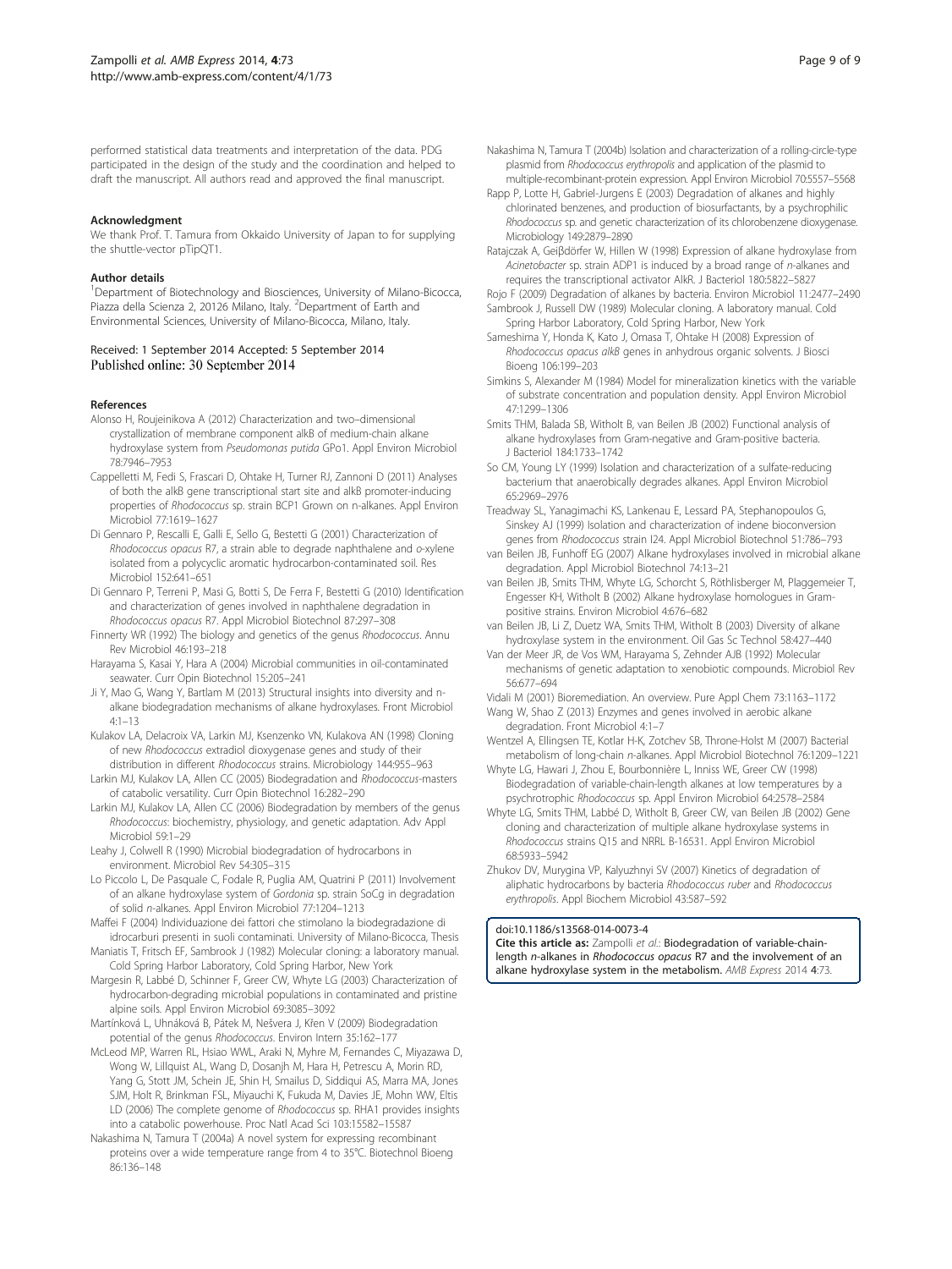performed statistical data treatments and interpretation of the data. PDG participated in the design of the study and the coordination and helped to draft the manuscript. All authors read and approved the final manuscript.

#### Acknowledgment

We thank Prof. T. Tamura from Okkaido University of Japan to for supplying the shuttle-vector pTipQT1.

#### Author details

[1]Department of Biotechnology and Biosciences, University of Milano-Bicocca, Piazza della Scienza 2, 20126 Milano, Italy. [2]Department of Earth and Environmental Sciences, University of Milano-Bicocca, Milano, Italy.

Received: 1 September 2014 Accepted: 5 September 2014
Published online: 30 September 2014

#### References

Alonso H, Roujeinikova A (2012) Characterization and two–dimensional crystallization of membrane component alkB of medium-chain alkane hydroxylase system from *Pseudomonas putida* GPo1. Appl Environ Microbiol 78:7946–7953

Cappelletti M, Fedi S, Frascari D, Ohtake H, Turner RJ, Zannoni D (2011) Analyses of both the alkB gene transcriptional start site and alkB promoter-inducing properties of *Rhodococcus* sp. strain BCP1 Grown on n-alkanes. Appl Environ Microbiol 77:1619–1627

Di Gennaro P, Rescalli E, Galli E, Sello G, Bestetti G (2001) Characterization of *Rhodococcus opacus* R7, a strain able to degrade naphthalene and *o*-xylene isolated from a polycyclic aromatic hydrocarbon-contaminated soil. Res Microbiol 152:641–651

Di Gennaro P, Terreni P, Masi G, Botti S, De Ferra F, Bestetti G (2010) Identification and characterization of genes involved in naphthalene degradation in *Rhodococcus opacus* R7. Appl Microbiol Biotechnol 87:297–308

Finnerty WR (1992) The biology and genetics of the genus *Rhodococcus*. Annu Rev Microbiol 46:193–218

Harayama S, Kasai Y, Hara A (2004) Microbial communities in oil-contaminated seawater. Curr Opin Biotechnol 15:205–241

Ji Y, Mao G, Wang Y, Bartlam M (2013) Structural insights into diversity and n-alkane biodegradation mechanisms of alkane hydroxylases. Front Microbiol 4:1–13

Kulakov LA, Delacroix VA, Larkin MJ, Ksenzenko VN, Kulakova AN (1998) Cloning of new *Rhodococcus* extradiol dioxygenase genes and study of their distribution in different *Rhodococcus* strains. Microbiology 144:955–963

Larkin MJ, Kulakov LA, Allen CC (2005) Biodegradation and *Rhodococcus*-masters of catabolic versatility. Curr Opin Biotechnol 16:282–290

Larkin MJ, Kulakov LA, Allen CC (2006) Biodegradation by members of the genus *Rhodococcus*: biochemistry, physiology, and genetic adaptation. Adv Appl Microbiol 59:1–29

Leahy J, Colwell R (1990) Microbial biodegradation of hydrocarbons in environment. Microbiol Rev 54:305–315

Lo Piccolo L, De Pasquale C, Fodale R, Puglia AM, Quatrini P (2011) Involvement of an alkane hydroxylase system of *Gordonia* sp. strain SoCg in degradation of solid *n*-alkanes. Appl Environ Microbiol 77:1204–1213

Maffei F (2004) Individuazione dei fattori che stimolano la biodegradazione di idrocarburi presenti in suoli contaminati. University of Milano-Bicocca, Thesis

Maniatis T, Fritsch EF, Sambrook J (1982) Molecular cloning: a laboratory manual. Cold Spring Harbor Laboratory, Cold Spring Harbor, New York

Margesin R, Labbé D, Schinner F, Greer CW, Whyte LG (2003) Characterization of hydrocarbon-degrading microbial populations in contaminated and pristine alpine soils. Appl Environ Microbiol 69:3085–3092

Martínková L, Uhnáková B, Pátek M, Nešvera J, Křen V (2009) Biodegradation potential of the genus *Rhodococcus*. Environ Intern 35:162–177

McLeod MP, Warren RL, Hsiao WWL, Araki N, Myhre M, Fernandes C, Miyazawa D, Wong W, Lillquist AL, Wang D, Dosanjh M, Hara H, Petrescu A, Morin RD, Yang G, Stott JM, Schein JE, Shin H, Smailus D, Siddiqui AS, Marra MA, Jones SJM, Holt R, Brinkman FSL, Miyauchi K, Fukuda M, Davies JE, Mohn WW, Eltis LD (2006) The complete genome of *Rhodococcus* sp. RHA1 provides insights into a catabolic powerhouse. Proc Natl Acad Sci 103:15582–15587

Nakashima N, Tamura T (2004a) A novel system for expressing recombinant proteins over a wide temperature range from 4 to 35°C. Biotechnol Bioeng 86:136–148

Nakashima N, Tamura T (2004b) Isolation and characterization of a rolling-circle-type plasmid from *Rhodococcus erythropolis* and application of the plasmid to multiple-recombinant-protein expression. Appl Environ Microbiol 70:5557–5568

Rapp P, Lotte H, Gabriel-Jurgens E (2003) Degradation of alkanes and highly chlorinated benzenes, and production of biosurfactants, by a psychrophilic *Rhodococcus* sp. and genetic characterization of its chlorobenzene dioxygenase. Microbiology 149:2879–2890

Ratajczak A, Geiβdörfer W, Hillen W (1998) Expression of alkane hydroxylase from *Acinetobacter* sp. strain ADP1 is induced by a broad range of *n*-alkanes and requires the transcriptional activator AlkR. J Bacteriol 180:5822–5827

Rojo F (2009) Degradation of alkanes by bacteria. Environ Microbiol 11:2477–2490

Sambrook J, Russell DW (1989) Molecular cloning. A laboratory manual. Cold Spring Harbor Laboratory, Cold Spring Harbor, New York

Sameshima Y, Honda K, Kato J, Omasa T, Ohtake H (2008) Expression of *Rhodococcus opacus alkB* genes in anhydrous organic solvents. J Biosci Bioeng 106:199–203

Simkins S, Alexander M (1984) Model for mineralization kinetics with the variable of substrate concentration and population density. Appl Environ Microbiol 47:1299–1306

Smits THM, Balada SB, Witholt B, van Beilen JB (2002) Functional analysis of alkane hydroxylases from Gram-negative and Gram-positive bacteria. J Bacteriol 184:1733–1742

So CM, Young LY (1999) Isolation and characterization of a sulfate-reducing bacterium that anaerobically degrades alkanes. Appl Environ Microbiol 65:2969–2976

Treadway SL, Yanagimachi KS, Lankenau E, Lessard PA, Stephanopoulos G, Sinskey AJ (1999) Isolation and characterization of indene bioconversion genes from *Rhodococcus* strain I24. Appl Microbiol Biotechnol 51:786–793

van Beilen JB, Funhoff EG (2007) Alkane hydroxylases involved in microbial alkane degradation. Appl Microbiol Biotechnol 74:13–21

van Beilen JB, Smits THM, Whyte LG, Schorcht S, Röthlisberger M, Plaggemeier T, Engesser KH, Witholt B (2002) Alkane hydroxylase homologues in Gram-positive strains. Environ Microbiol 4:676–682

van Beilen JB, Li Z, Duetz WA, Smits THM, Witholt B (2003) Diversity of alkane hydroxylase system in the environment. Oil Gas Sc Technol 58:427–440

Van der Meer JR, de Vos WM, Harayama S, Zehnder AJB (1992) Molecular mechanisms of genetic adaptation to xenobiotic compounds. Microbiol Rev 56:677–694

Vidali M (2001) Bioremediation. An overview. Pure Appl Chem 73:1163–1172

Wang W, Shao Z (2013) Enzymes and genes involved in aerobic alkane degradation. Front Microbiol 4:1–7

Wentzel A, Ellingsen TE, Kotlar H-K, Zotchev SB, Throne-Holst M (2007) Bacterial metabolism of long-chain *n*-alkanes. Appl Microbiol Biotechnol 76:1209–1221

Whyte LG, Hawari J, Zhou E, Bourbonnière L, Inniss WE, Greer CW (1998) Biodegradation of variable-chain-length alkanes at low temperatures by a psychrotrophic *Rhodococcus* sp. Appl Environ Microbiol 64:2578–2584

Whyte LG, Smits THM, Labbé D, Witholt B, Greer CW, van Beilen JB (2002) Gene cloning and characterization of multiple alkane hydroxylase systems in *Rhodococcus* strains Q15 and NRRL B-16531. Appl Environ Microbiol 68:5933–5942

Zhukov DV, Murygina VP, Kalyuzhnyi SV (2007) Kinetics of degradation of aliphatic hydrocarbons by bacteria *Rhodococcus ruber* and *Rhodococcus erythropolis*. Appl Biochem Microbiol 43:587–592

doi:10.1186/s13568-014-0073-4

**Cite this article as:** Zampolli *et al.*: Biodegradation of variable-chain-length *n*-alkanes in *Rhodococcus opacus* R7 and the involvement of an alkane hydroxylase system in the metabolism. *AMB Express* 2014 **4**:73.